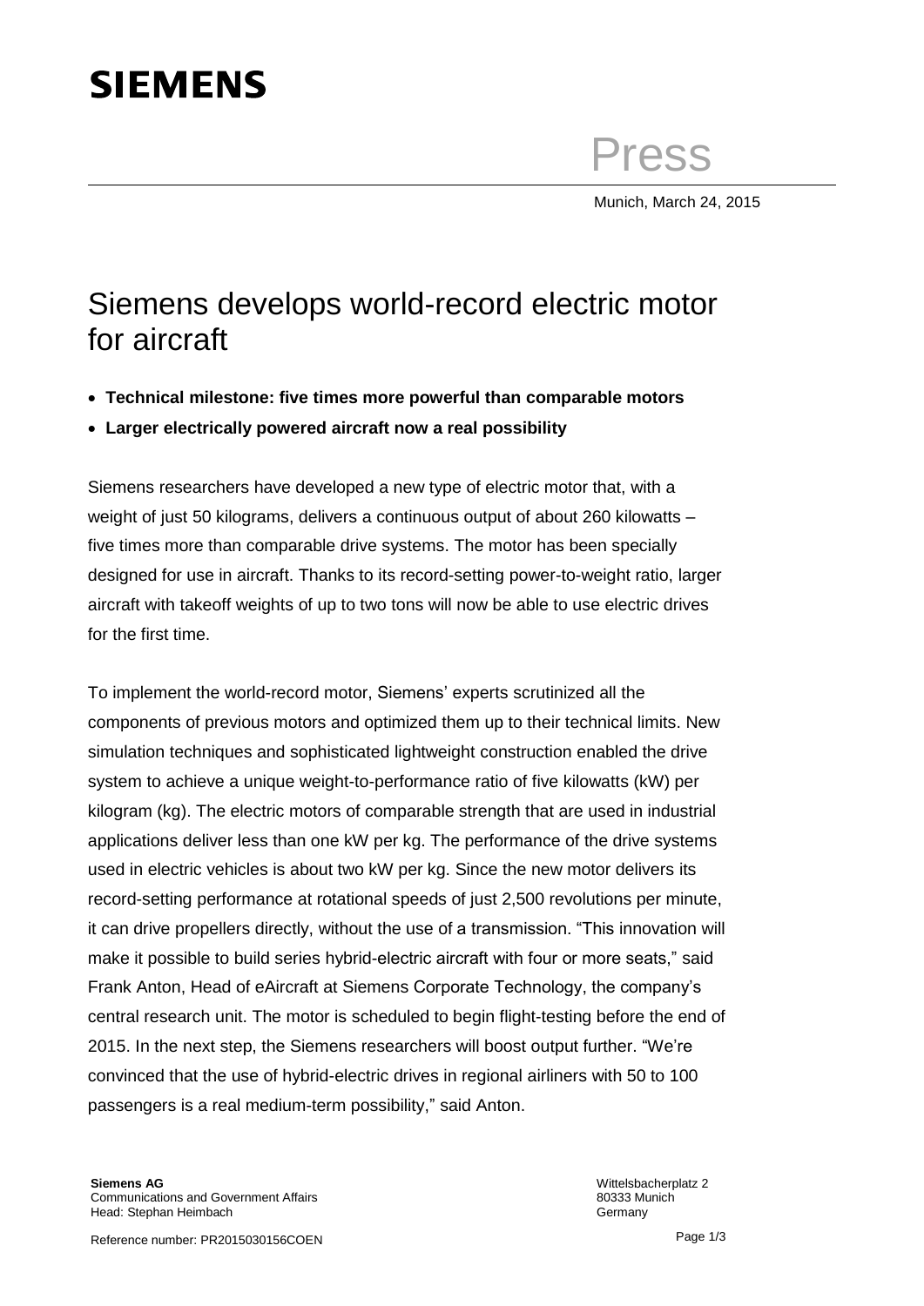**SIEMENS**

Press

Munich, March 24, 2015

# Siemens develops world-record electric motor for aircraft

- **Technical milestone: five times more powerful than comparable motors**
- **Larger electrically powered aircraft now a real possibility**

Siemens researchers have developed a new type of electric motor that, with a weight of just 50 kilograms, delivers a continuous output of about 260 kilowatts – five times more than comparable drive systems. The motor has been specially designed for use in aircraft. Thanks to its record-setting power-to-weight ratio, larger aircraft with takeoff weights of up to two tons will now be able to use electric drives for the first time.

To implement the world-record motor, Siemens' experts scrutinized all the components of previous motors and optimized them up to their technical limits. New simulation techniques and sophisticated lightweight construction enabled the drive system to achieve a unique weight-to-performance ratio of five kilowatts (kW) per kilogram (kg). The electric motors of comparable strength that are used in industrial applications deliver less than one kW per kg. The performance of the drive systems used in electric vehicles is about two kW per kg. Since the new motor delivers its record-setting performance at rotational speeds of just 2,500 revolutions per minute, it can drive propellers directly, without the use of a transmission. "This innovation will make it possible to build series hybrid-electric aircraft with four or more seats," said Frank Anton, Head of eAircraft at Siemens Corporate Technology, the company's central research unit. The motor is scheduled to begin flight-testing before the end of 2015. In the next step, the Siemens researchers will boost output further. "We're convinced that the use of hybrid-electric drives in regional airliners with 50 to 100 passengers is a real medium-term possibility," said Anton.

**Siemens AG**
Communications and Government Affairs
Head: Stephan Heimbach

Wittelsbacherplatz 2
80333 Munich
Germany

Reference number: PR2015030156COEN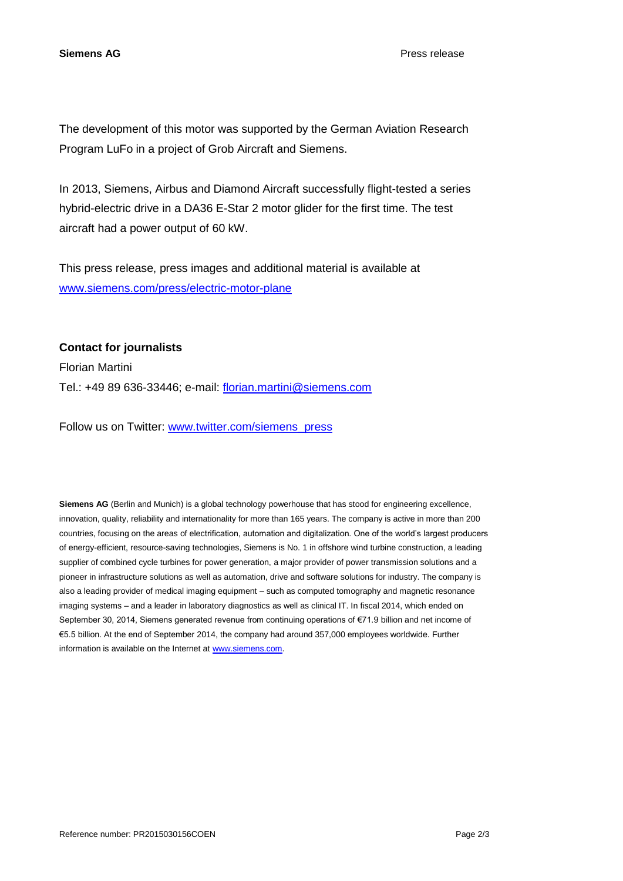The development of this motor was supported by the German Aviation Research Program LuFo in a project of Grob Aircraft and Siemens.

In 2013, Siemens, Airbus and Diamond Aircraft successfully flight-tested a series hybrid-electric drive in a DA36 E-Star 2 motor glider for the first time. The test aircraft had a power output of 60 kW.

This press release, press images and additional material is available at www.siemens.com/press/electric-motor-plane

**Contact for journalists**

Florian Martini

Tel.: +49 89 636-33446; e-mail: florian.martini@siemens.com

Follow us on Twitter: www.twitter.com/siemens_press

**Siemens AG** (Berlin and Munich) is a global technology powerhouse that has stood for engineering excellence, innovation, quality, reliability and internationality for more than 165 years. The company is active in more than 200 countries, focusing on the areas of electrification, automation and digitalization. One of the world's largest producers of energy-efficient, resource-saving technologies, Siemens is No. 1 in offshore wind turbine construction, a leading supplier of combined cycle turbines for power generation, a major provider of power transmission solutions and a pioneer in infrastructure solutions as well as automation, drive and software solutions for industry. The company is also a leading provider of medical imaging equipment – such as computed tomography and magnetic resonance imaging systems – and a leader in laboratory diagnostics as well as clinical IT. In fiscal 2014, which ended on September 30, 2014, Siemens generated revenue from continuing operations of €71.9 billion and net income of €5.5 billion. At the end of September 2014, the company had around 357,000 employees worldwide. Further information is available on the Internet at www.siemens.com.

Reference number: PR2015030156COEN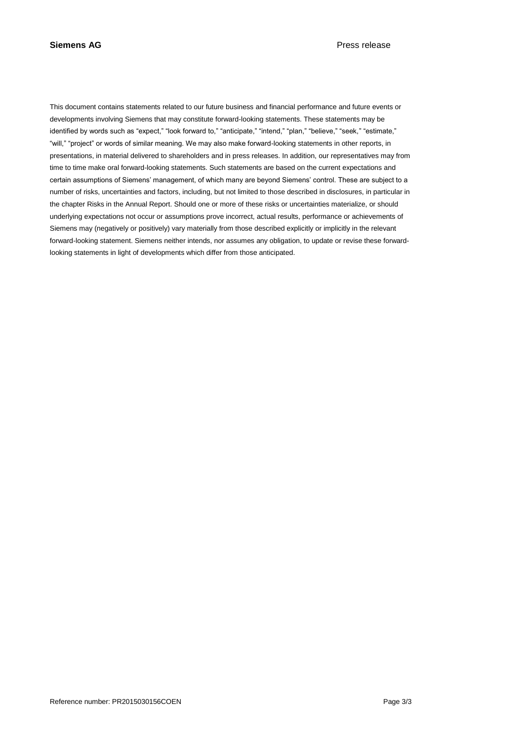This document contains statements related to our future business and financial performance and future events or developments involving Siemens that may constitute forward-looking statements. These statements may be identified by words such as "expect," "look forward to," "anticipate," "intend," "plan," "believe," "seek," "estimate," "will," "project" or words of similar meaning. We may also make forward-looking statements in other reports, in presentations, in material delivered to shareholders and in press releases. In addition, our representatives may from time to time make oral forward-looking statements. Such statements are based on the current expectations and certain assumptions of Siemens' management, of which many are beyond Siemens' control. These are subject to a number of risks, uncertainties and factors, including, but not limited to those described in disclosures, in particular in the chapter Risks in the Annual Report. Should one or more of these risks or uncertainties materialize, or should underlying expectations not occur or assumptions prove incorrect, actual results, performance or achievements of Siemens may (negatively or positively) vary materially from those described explicitly or implicitly in the relevant forward-looking statement. Siemens neither intends, nor assumes any obligation, to update or revise these forward-looking statements in light of developments which differ from those anticipated.